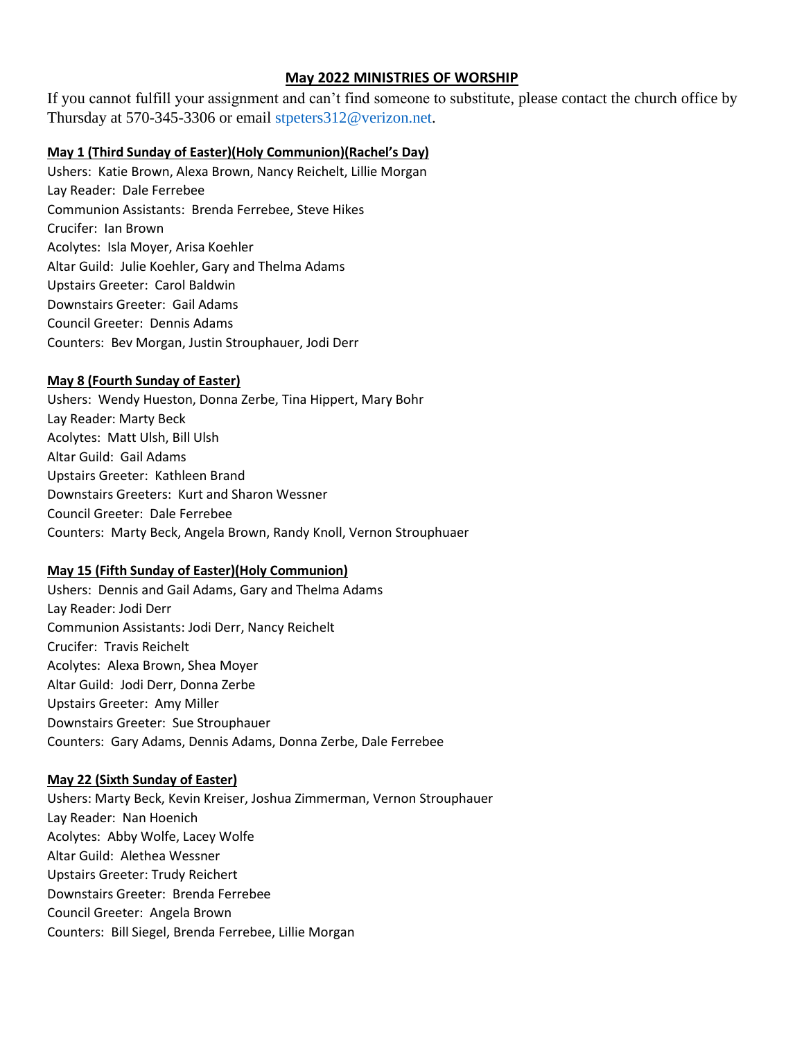## May 2022 MINISTRIES OF WORSHIP

If you cannot fulfill your assignment and can't find someone to substitute, please contact the church office by Thursday at 570-345-3306 or email stpeters312@verizon.net.

### May 1 (Third Sunday of Easter)(Holy Communion)(Rachel's Day)

Ushers: Katie Brown, Alexa Brown, Nancy Reichelt, Lillie Morgan
Lay Reader: Dale Ferrebee
Communion Assistants: Brenda Ferrebee, Steve Hikes
Crucifer: Ian Brown
Acolytes: Isla Moyer, Arisa Koehler
Altar Guild: Julie Koehler, Gary and Thelma Adams
Upstairs Greeter: Carol Baldwin
Downstairs Greeter: Gail Adams
Council Greeter: Dennis Adams
Counters: Bev Morgan, Justin Strouphauer, Jodi Derr

### May 8 (Fourth Sunday of Easter)

Ushers: Wendy Hueston, Donna Zerbe, Tina Hippert, Mary Bohr
Lay Reader: Marty Beck
Acolytes: Matt Ulsh, Bill Ulsh
Altar Guild: Gail Adams
Upstairs Greeter: Kathleen Brand
Downstairs Greeters: Kurt and Sharon Wessner
Council Greeter: Dale Ferrebee
Counters: Marty Beck, Angela Brown, Randy Knoll, Vernon Strouphuaer

### May 15 (Fifth Sunday of Easter)(Holy Communion)

Ushers: Dennis and Gail Adams, Gary and Thelma Adams
Lay Reader: Jodi Derr
Communion Assistants: Jodi Derr, Nancy Reichelt
Crucifer: Travis Reichelt
Acolytes: Alexa Brown, Shea Moyer
Altar Guild: Jodi Derr, Donna Zerbe
Upstairs Greeter: Amy Miller
Downstairs Greeter: Sue Strouphauer
Counters: Gary Adams, Dennis Adams, Donna Zerbe, Dale Ferrebee

### May 22 (Sixth Sunday of Easter)

Ushers: Marty Beck, Kevin Kreiser, Joshua Zimmerman, Vernon Strouphauer
Lay Reader: Nan Hoenich
Acolytes: Abby Wolfe, Lacey Wolfe
Altar Guild: Alethea Wessner
Upstairs Greeter: Trudy Reichert
Downstairs Greeter: Brenda Ferrebee
Council Greeter: Angela Brown
Counters: Bill Siegel, Brenda Ferrebee, Lillie Morgan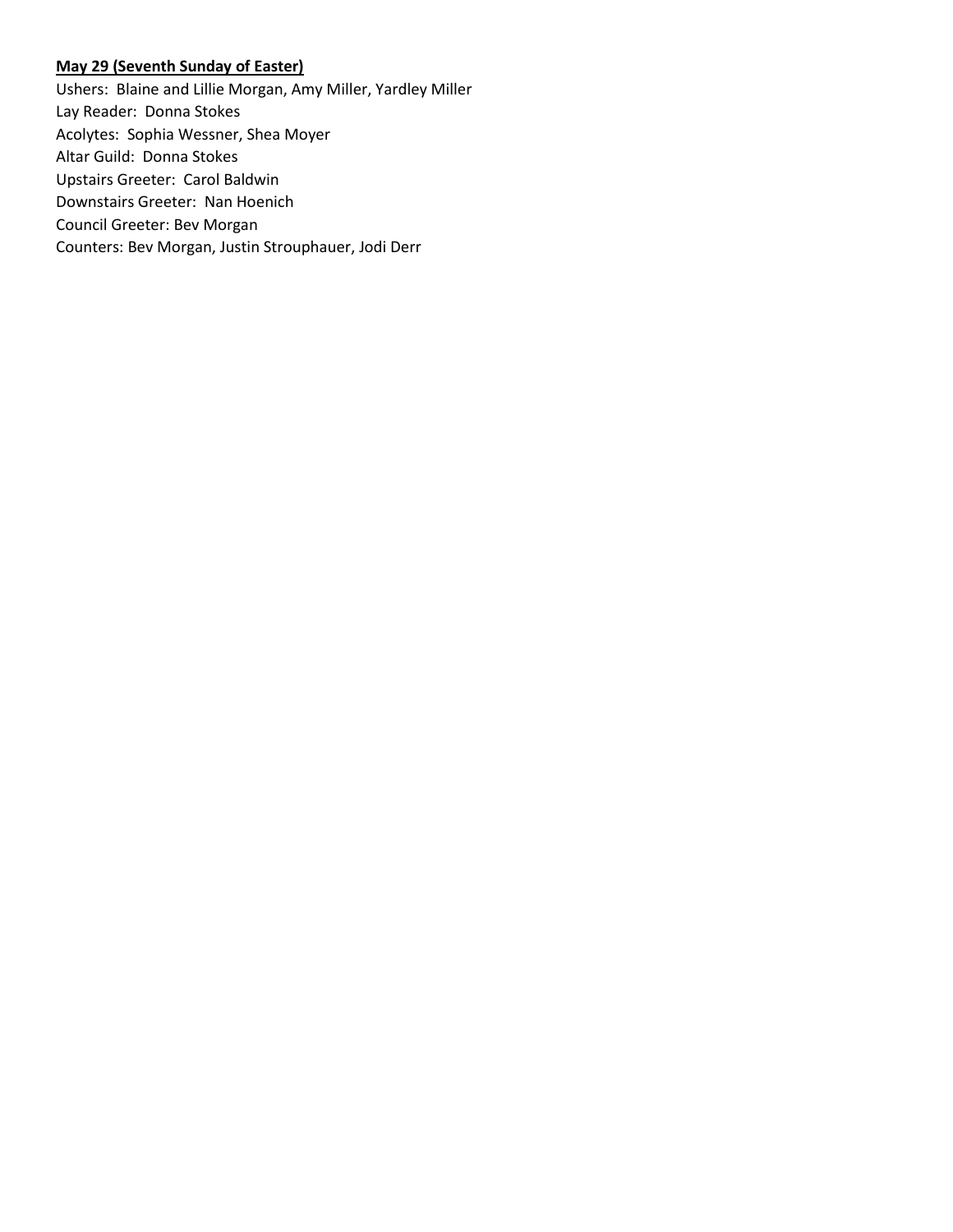**May 29 (Seventh Sunday of Easter)**

Ushers: Blaine and Lillie Morgan, Amy Miller, Yardley Miller
Lay Reader: Donna Stokes
Acolytes: Sophia Wessner, Shea Moyer
Altar Guild: Donna Stokes
Upstairs Greeter: Carol Baldwin
Downstairs Greeter: Nan Hoenich
Council Greeter: Bev Morgan
Counters: Bev Morgan, Justin Strouphauer, Jodi Derr